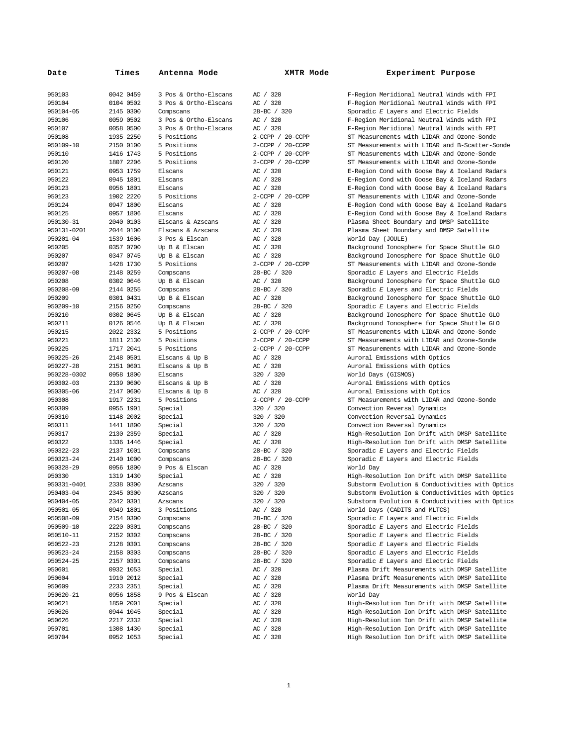| Date | Times | Antenna Mode | XMTR Mode | Experiment Purpose |
|---|---|---|---|---|
| 950103 | 0042 0459 | 3 Pos & Ortho-Elscans | AC / 320 | F-Region Meridional Neutral Winds with FPI |
| 950104 | 0104 0502 | 3 Pos & Ortho-Elscans | AC / 320 | F-Region Meridional Neutral Winds with FPI |
| 950104-05 | 2145 0300 | Compscans | 28-BC / 320 | Sporadic *E* Layers and Electric Fields |
| 950106 | 0059 0502 | 3 Pos & Ortho-Elscans | AC / 320 | F-Region Meridional Neutral Winds with FPI |
| 950107 | 0058 0500 | 3 Pos & Ortho-Elscans | AC / 320 | F-Region Meridional Neutral Winds with FPI |
| 950108 | 1935 2250 | 5 Positions | 2-CCPP / 20-CCPP | ST Measurements with LIDAR and Ozone-Sonde |
| 950109-10 | 2150 0100 | 5 Positions | 2-CCPP / 20-CCPP | ST Measurements with LIDAR and B-Scatter-Sonde |
| 950110 | 1416 1743 | 5 Positions | 2-CCPP / 20-CCPP | ST Measurements with LIDAR and Ozone-Sonde |
| 950120 | 1807 2206 | 5 Positions | 2-CCPP / 20-CCPP | ST Measurements with LIDAR and Ozone-Sonde |
| 950121 | 0953 1759 | Elscans | AC / 320 | E-Region Cond with Goose Bay & Iceland Radars |
| 950122 | 0945 1801 | Elscans | AC / 320 | E-Region Cond with Goose Bay & Iceland Radars |
| 950123 | 0956 1801 | Elscans | AC / 320 | E-Region Cond with Goose Bay & Iceland Radars |
| 950123 | 1902 2220 | 5 Positions | 2-CCPP / 20-CCPP | ST Measurements with LIDAR and Ozone-Sonde |
| 950124 | 0947 1800 | Elscans | AC / 320 | E-Region Cond with Goose Bay & Iceland Radars |
| 950125 | 0957 1806 | Elscans | AC / 320 | E-Region Cond with Goose Bay & Iceland Radars |
| 950130-31 | 2040 0103 | Elscans & Azscans | AC / 320 | Plasma Sheet Boundary and DMSP Satellite |
| 950131-0201 | 2044 0100 | Elscans & Azscans | AC / 320 | Plasma Sheet Boundary and DMSP Satellite |
| 950201-04 | 1539 1606 | 3 Pos & Elscan | AC / 320 | World Day (JOULE) |
| 950205 | 0357 0700 | Up B & Elscan | AC / 320 | Background Ionosphere for Space Shuttle GLO |
| 950207 | 0347 0745 | Up B & Elscan | AC / 320 | Background Ionosphere for Space Shuttle GLO |
| 950207 | 1428 1730 | 5 Positions | 2-CCPP / 20-CCPP | ST Measurements with LIDAR and Ozone-Sonde |
| 950207-08 | 2148 0259 | Compscans | 28-BC / 320 | Sporadic *E* Layers and Electric Fields |
| 950208 | 0302 0646 | Up B & Elscan | AC / 320 | Background Ionosphere for Space Shuttle GLO |
| 950208-09 | 2144 0255 | Compscans | 28-BC / 320 | Sporadic *E* Layers and Electric Fields |
| 950209 | 0301 0431 | Up B & Elscan | AC / 320 | Background Ionosphere for Space Shuttle GLO |
| 950209-10 | 2156 0250 | Compscans | 28-BC / 320 | Sporadic *E* Layers and Electric Fields |
| 950210 | 0302 0645 | Up B & Elscan | AC / 320 | Background Ionosphere for Space Shuttle GLO |
| 950211 | 0126 0546 | Up B & Elscan | AC / 320 | Background Ionosphere for Space Shuttle GLO |
| 950215 | 2022 2332 | 5 Positions | 2-CCPP / 20-CCPP | ST Measurements with LIDAR and Ozone-Sonde |
| 950221 | 1811 2130 | 5 Positions | 2-CCPP / 20-CCPP | ST Measurements with LIDAR and Ozone-Sonde |
| 950225 | 1717 2041 | 5 Positions | 2-CCPP / 20-CCPP | ST Measurements with LIDAR and Ozone-Sonde |
| 950225-26 | 2148 0501 | Elscans & Up B | AC / 320 | Auroral Emissions with Optics |
| 950227-28 | 2151 0601 | Elscans & Up B | AC / 320 | Auroral Emissions with Optics |
| 950228-0302 | 0958 1800 | Elscans | 320 / 320 | World Days (GISMOS) |
| 950302-03 | 2139 0600 | Elscans & Up B | AC / 320 | Auroral Emissions with Optics |
| 950305-06 | 2147 0600 | Elscans & Up B | AC / 320 | Auroral Emissions with Optics |
| 950308 | 1917 2231 | 5 Positions | 2-CCPP / 20-CCPP | ST Measurements with LIDAR and Ozone-Sonde |
| 950309 | 0955 1901 | Special | 320 / 320 | Convection Reversal Dynamics |
| 950310 | 1148 2002 | Special | 320 / 320 | Convection Reversal Dynamics |
| 950311 | 1441 1800 | Special | 320 / 320 | Convection Reversal Dynamics |
| 950317 | 2130 2359 | Special | AC / 320 | High-Resolution Ion Drift with DMSP Satellite |
| 950322 | 1336 1446 | Special | AC / 320 | High-Resolution Ion Drift with DMSP Satellite |
| 950322-23 | 2137 1001 | Compscans | 28-BC / 320 | Sporadic *E* Layers and Electric Fields |
| 950323-24 | 2140 1000 | Compscans | 28-BC / 320 | Sporadic *E* Layers and Electric Fields |
| 950328-29 | 0956 1800 | 9 Pos & Elscan | AC / 320 | World Day |
| 950330 | 1319 1430 | Special | AC / 320 | High-Resolution Ion Drift with DMSP Satellite |
| 950331-0401 | 2338 0300 | Azscans | 320 / 320 | Substorm Evolution & Conductivities with Optics |
| 950403-04 | 2345 0300 | Azscans | 320 / 320 | Substorm Evolution & Conductivities with Optics |
| 950404-05 | 2342 0301 | Azscans | 320 / 320 | Substorm Evolution & Conductivities with Optics |
| 950501-05 | 0949 1801 | 3 Positions | AC / 320 | World Days (CADITS and MLTCS) |
| 950508-09 | 2154 0300 | Compscans | 28-BC / 320 | Sporadic *E* Layers and Electric Fields |
| 950509-10 | 2220 0301 | Compscans | 28-BC / 320 | Sporadic *E* Layers and Electric Fields |
| 950510-11 | 2152 0302 | Compscans | 28-BC / 320 | Sporadic *E* Layers and Electric Fields |
| 950522-23 | 2128 0301 | Compscans | 28-BC / 320 | Sporadic *E* Layers and Electric Fields |
| 950523-24 | 2158 0303 | Compscans | 28-BC / 320 | Sporadic *E* Layers and Electric Fields |
| 950524-25 | 2157 0301 | Compscans | 28-BC / 320 | Sporadic *E* Layers and Electric Fields |
| 950601 | 0932 1053 | Special | AC / 320 | Plasma Drift Measurements with DMSP Satellite |
| 950604 | 1910 2012 | Special | AC / 320 | Plasma Drift Measurements with DMSP Satellite |
| 950609 | 2233 2351 | Special | AC / 320 | Plasma Drift Measurements with DMSP Satellite |
| 950620-21 | 0956 1858 | 9 Pos & Elscan | AC / 320 | World Day |
| 950621 | 1859 2001 | Special | AC / 320 | High-Resolution Ion Drift with DMSP Satellite |
| 950626 | 0944 1045 | Special | AC / 320 | High-Resolution Ion Drift with DMSP Satellite |
| 950626 | 2217 2332 | Special | AC / 320 | High-Resolution Ion Drift with DMSP Satellite |
| 950701 | 1308 1430 | Special | AC / 320 | High-Resolution Ion Drift with DMSP Satellite |
| 950704 | 0952 1053 | Special | AC / 320 | High Resolution Ion Drift with DMSP Satellite |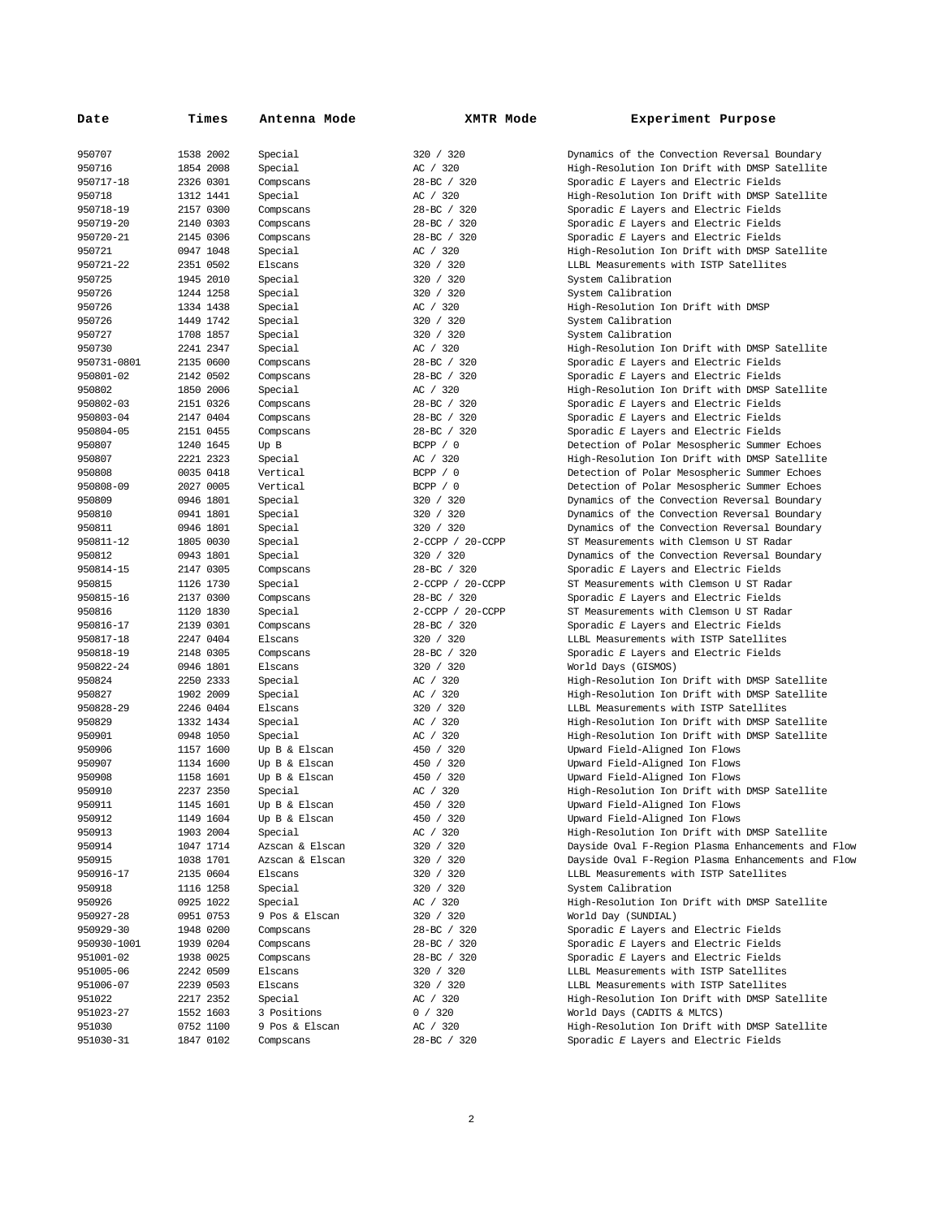| Date | Times | Antenna Mode | XMTR Mode | Experiment Purpose |
|---|---|---|---|---|
| 950707 | 1538 2002 | Special | 320 / 320 | Dynamics of the Convection Reversal Boundary |
| 950716 | 1854 2008 | Special | AC / 320 | High-Resolution Ion Drift with DMSP Satellite |
| 950717-18 | 2326 0301 | Compscans | 28-BC / 320 | Sporadic *E* Layers and Electric Fields |
| 950718 | 1312 1441 | Special | AC / 320 | High-Resolution Ion Drift with DMSP Satellite |
| 950718-19 | 2157 0300 | Compscans | 28-BC / 320 | Sporadic *E* Layers and Electric Fields |
| 950719-20 | 2140 0303 | Compscans | 28-BC / 320 | Sporadic *E* Layers and Electric Fields |
| 950720-21 | 2145 0306 | Compscans | 28-BC / 320 | Sporadic *E* Layers and Electric Fields |
| 950721 | 0947 1048 | Special | AC / 320 | High-Resolution Ion Drift with DMSP Satellite |
| 950721-22 | 2351 0502 | Elscans | 320 / 320 | LLBL Measurements with ISTP Satellites |
| 950725 | 1945 2010 | Special | 320 / 320 | System Calibration |
| 950726 | 1244 1258 | Special | 320 / 320 | System Calibration |
| 950726 | 1334 1438 | Special | AC / 320 | High-Resolution Ion Drift with DMSP |
| 950726 | 1449 1742 | Special | 320 / 320 | System Calibration |
| 950727 | 1708 1857 | Special | 320 / 320 | System Calibration |
| 950730 | 2241 2347 | Special | AC / 320 | High-Resolution Ion Drift with DMSP Satellite |
| 950731-0801 | 2135 0600 | Compscans | 28-BC / 320 | Sporadic *E* Layers and Electric Fields |
| 950801-02 | 2142 0502 | Compscans | 28-BC / 320 | Sporadic *E* Layers and Electric Fields |
| 950802 | 1850 2006 | Special | AC / 320 | High-Resolution Ion Drift with DMSP Satellite |
| 950802-03 | 2151 0326 | Compscans | 28-BC / 320 | Sporadic *E* Layers and Electric Fields |
| 950803-04 | 2147 0404 | Compscans | 28-BC / 320 | Sporadic *E* Layers and Electric Fields |
| 950804-05 | 2151 0455 | Compscans | 28-BC / 320 | Sporadic *E* Layers and Electric Fields |
| 950807 | 1240 1645 | Up B | BCPP / 0 | Detection of Polar Mesospheric Summer Echoes |
| 950807 | 2221 2323 | Special | AC / 320 | High-Resolution Ion Drift with DMSP Satellite |
| 950808 | 0035 0418 | Vertical | BCPP / 0 | Detection of Polar Mesospheric Summer Echoes |
| 950808-09 | 2027 0005 | Vertical | BCPP / 0 | Detection of Polar Mesospheric Summer Echoes |
| 950809 | 0946 1801 | Special | 320 / 320 | Dynamics of the Convection Reversal Boundary |
| 950810 | 0941 1801 | Special | 320 / 320 | Dynamics of the Convection Reversal Boundary |
| 950811 | 0946 1801 | Special | 320 / 320 | Dynamics of the Convection Reversal Boundary |
| 950811-12 | 1805 0030 | Special | 2-CCPP / 20-CCPP | ST Measurements with Clemson U ST Radar |
| 950812 | 0943 1801 | Special | 320 / 320 | Dynamics of the Convection Reversal Boundary |
| 950814-15 | 2147 0305 | Compscans | 28-BC / 320 | Sporadic *E* Layers and Electric Fields |
| 950815 | 1126 1730 | Special | 2-CCPP / 20-CCPP | ST Measurements with Clemson U ST Radar |
| 950815-16 | 2137 0300 | Compscans | 28-BC / 320 | Sporadic *E* Layers and Electric Fields |
| 950816 | 1120 1830 | Special | 2-CCPP / 20-CCPP | ST Measurements with Clemson U ST Radar |
| 950816-17 | 2139 0301 | Compscans | 28-BC / 320 | Sporadic *E* Layers and Electric Fields |
| 950817-18 | 2247 0404 | Elscans | 320 / 320 | LLBL Measurements with ISTP Satellites |
| 950818-19 | 2148 0305 | Compscans | 28-BC / 320 | Sporadic *E* Layers and Electric Fields |
| 950822-24 | 0946 1801 | Elscans | 320 / 320 | World Days (GISMOS) |
| 950824 | 2250 2333 | Special | AC / 320 | High-Resolution Ion Drift with DMSP Satellite |
| 950827 | 1902 2009 | Special | AC / 320 | High-Resolution Ion Drift with DMSP Satellite |
| 950828-29 | 2246 0404 | Elscans | 320 / 320 | LLBL Measurements with ISTP Satellites |
| 950829 | 1332 1434 | Special | AC / 320 | High-Resolution Ion Drift with DMSP Satellite |
| 950901 | 0948 1050 | Special | AC / 320 | High-Resolution Ion Drift with DMSP Satellite |
| 950906 | 1157 1600 | Up B & Elscan | 450 / 320 | Upward Field-Aligned Ion Flows |
| 950907 | 1134 1600 | Up B & Elscan | 450 / 320 | Upward Field-Aligned Ion Flows |
| 950908 | 1158 1601 | Up B & Elscan | 450 / 320 | Upward Field-Aligned Ion Flows |
| 950910 | 2237 2350 | Special | AC / 320 | High-Resolution Ion Drift with DMSP Satellite |
| 950911 | 1145 1601 | Up B & Elscan | 450 / 320 | Upward Field-Aligned Ion Flows |
| 950912 | 1149 1604 | Up B & Elscan | 450 / 320 | Upward Field-Aligned Ion Flows |
| 950913 | 1903 2004 | Special | AC / 320 | High-Resolution Ion Drift with DMSP Satellite |
| 950914 | 1047 1714 | Azscan & Elscan | 320 / 320 | Dayside Oval F-Region Plasma Enhancements and Flow |
| 950915 | 1038 1701 | Azscan & Elscan | 320 / 320 | Dayside Oval F-Region Plasma Enhancements and Flow |
| 950916-17 | 2135 0604 | Elscans | 320 / 320 | LLBL Measurements with ISTP Satellites |
| 950918 | 1116 1258 | Special | 320 / 320 | System Calibration |
| 950926 | 0925 1022 | Special | AC / 320 | High-Resolution Ion Drift with DMSP Satellite |
| 950927-28 | 0951 0753 | 9 Pos & Elscan | 320 / 320 | World Day (SUNDIAL) |
| 950929-30 | 1948 0200 | Compscans | 28-BC / 320 | Sporadic *E* Layers and Electric Fields |
| 950930-1001 | 1939 0204 | Compscans | 28-BC / 320 | Sporadic *E* Layers and Electric Fields |
| 951001-02 | 1938 0025 | Compscans | 28-BC / 320 | Sporadic *E* Layers and Electric Fields |
| 951005-06 | 2242 0509 | Elscans | 320 / 320 | LLBL Measurements with ISTP Satellites |
| 951006-07 | 2239 0503 | Elscans | 320 / 320 | LLBL Measurements with ISTP Satellites |
| 951022 | 2217 2352 | Special | AC / 320 | High-Resolution Ion Drift with DMSP Satellite |
| 951023-27 | 1552 1603 | 3 Positions | 0 / 320 | World Days (CADITS & MLTCS) |
| 951030 | 0752 1100 | 9 Pos & Elscan | AC / 320 | High-Resolution Ion Drift with DMSP Satellite |
| 951030-31 | 1847 0102 | Compscans | 28-BC / 320 | Sporadic *E* Layers and Electric Fields |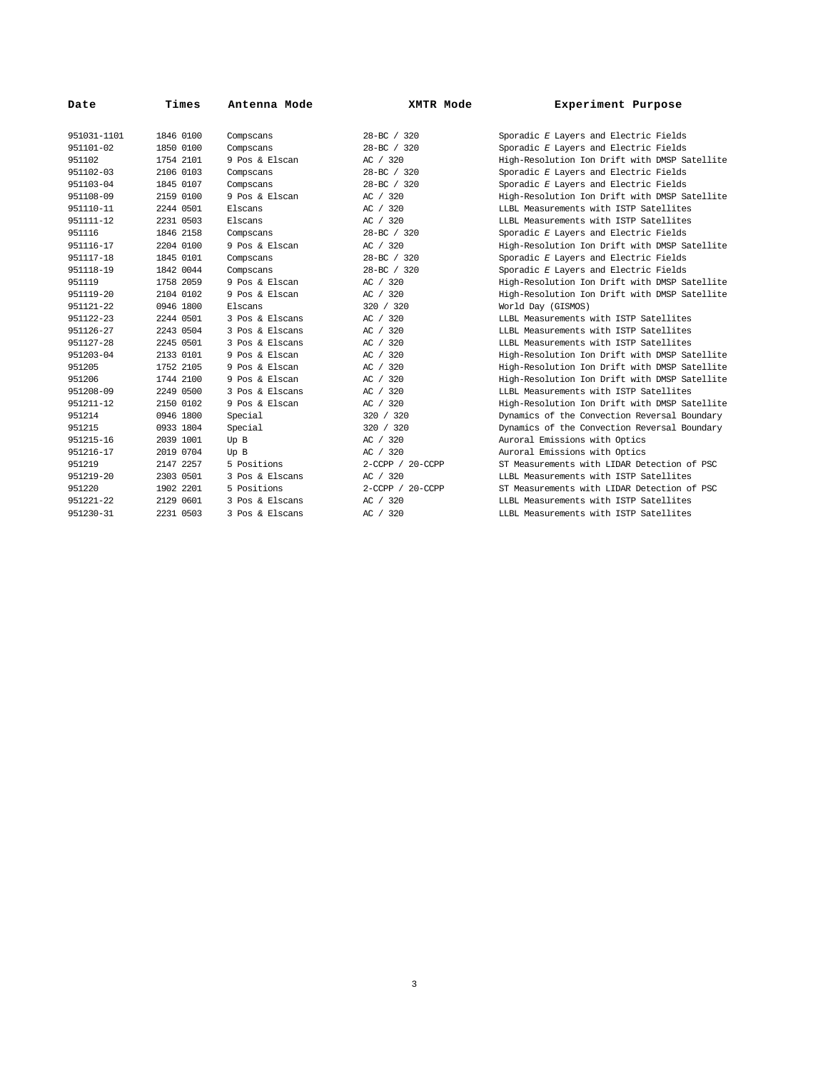| Date | Times | Antenna Mode | XMTR Mode | Experiment Purpose |
|---|---|---|---|---|
| 951031-1101 | 1846 0100 | Compscans | 28-BC / 320 | Sporadic *E* Layers and Electric Fields |
| 951101-02 | 1850 0100 | Compscans | 28-BC / 320 | Sporadic *E* Layers and Electric Fields |
| 951102 | 1754 2101 | 9 Pos & Elscan | AC / 320 | High-Resolution Ion Drift with DMSP Satellite |
| 951102-03 | 2106 0103 | Compscans | 28-BC / 320 | Sporadic *E* Layers and Electric Fields |
| 951103-04 | 1845 0107 | Compscans | 28-BC / 320 | Sporadic *E* Layers and Electric Fields |
| 951108-09 | 2159 0100 | 9 Pos & Elscan | AC / 320 | High-Resolution Ion Drift with DMSP Satellite |
| 951110-11 | 2244 0501 | Elscans | AC / 320 | LLBL Measurements with ISTP Satellites |
| 951111-12 | 2231 0503 | Elscans | AC / 320 | LLBL Measurements with ISTP Satellites |
| 951116 | 1846 2158 | Compscans | 28-BC / 320 | Sporadic *E* Layers and Electric Fields |
| 951116-17 | 2204 0100 | 9 Pos & Elscan | AC / 320 | High-Resolution Ion Drift with DMSP Satellite |
| 951117-18 | 1845 0101 | Compscans | 28-BC / 320 | Sporadic *E* Layers and Electric Fields |
| 951118-19 | 1842 0044 | Compscans | 28-BC / 320 | Sporadic *E* Layers and Electric Fields |
| 951119 | 1758 2059 | 9 Pos & Elscan | AC / 320 | High-Resolution Ion Drift with DMSP Satellite |
| 951119-20 | 2104 0102 | 9 Pos & Elscan | AC / 320 | High-Resolution Ion Drift with DMSP Satellite |
| 951121-22 | 0946 1800 | Elscans | 320 / 320 | World Day (GISMOS) |
| 951122-23 | 2244 0501 | 3 Pos & Elscans | AC / 320 | LLBL Measurements with ISTP Satellites |
| 951126-27 | 2243 0504 | 3 Pos & Elscans | AC / 320 | LLBL Measurements with ISTP Satellites |
| 951127-28 | 2245 0501 | 3 Pos & Elscans | AC / 320 | LLBL Measurements with ISTP Satellites |
| 951203-04 | 2133 0101 | 9 Pos & Elscan | AC / 320 | High-Resolution Ion Drift with DMSP Satellite |
| 951205 | 1752 2105 | 9 Pos & Elscan | AC / 320 | High-Resolution Ion Drift with DMSP Satellite |
| 951206 | 1744 2100 | 9 Pos & Elscan | AC / 320 | High-Resolution Ion Drift with DMSP Satellite |
| 951208-09 | 2249 0500 | 3 Pos & Elscans | AC / 320 | LLBL Measurements with ISTP Satellites |
| 951211-12 | 2150 0102 | 9 Pos & Elscan | AC / 320 | High-Resolution Ion Drift with DMSP Satellite |
| 951214 | 0946 1800 | Special | 320 / 320 | Dynamics of the Convection Reversal Boundary |
| 951215 | 0933 1804 | Special | 320 / 320 | Dynamics of the Convection Reversal Boundary |
| 951215-16 | 2039 1001 | Up B | AC / 320 | Auroral Emissions with Optics |
| 951216-17 | 2019 0704 | Up B | AC / 320 | Auroral Emissions with Optics |
| 951219 | 2147 2257 | 5 Positions | 2-CCPP / 20-CCPP | ST Measurements with LIDAR Detection of PSC |
| 951219-20 | 2303 0501 | 3 Pos & Elscans | AC / 320 | LLBL Measurements with ISTP Satellites |
| 951220 | 1902 2201 | 5 Positions | 2-CCPP / 20-CCPP | ST Measurements with LIDAR Detection of PSC |
| 951221-22 | 2129 0601 | 3 Pos & Elscans | AC / 320 | LLBL Measurements with ISTP Satellites |
| 951230-31 | 2231 0503 | 3 Pos & Elscans | AC / 320 | LLBL Measurements with ISTP Satellites |